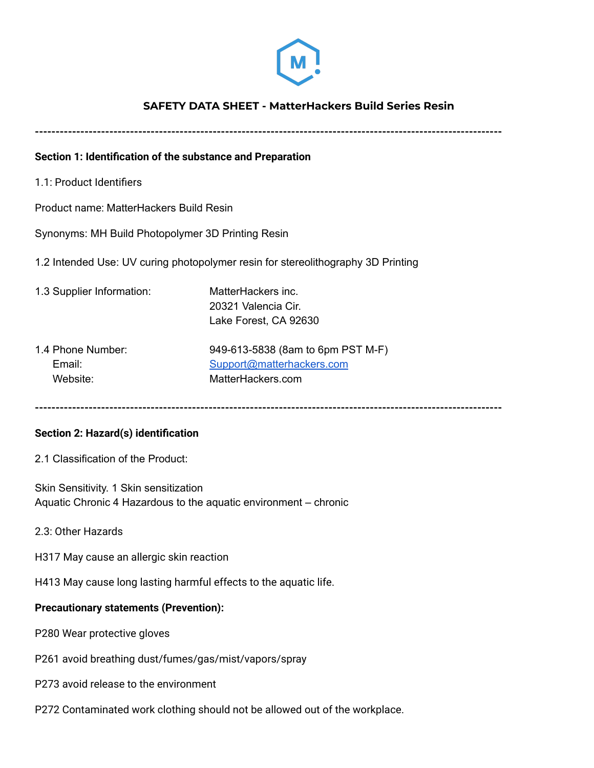# SAFETY DATA SHEET - MatterHackers Build Series Resin

---

## Section 1: Identification of the substance and Preparation

1.1: Product Identifiers

Product name: MatterHackers Build Resin

Synonyms: MH Build Photopolymer 3D Printing Resin

1.2 Intended Use: UV curing photopolymer resin for stereolithography 3D Printing

| | |
|---|---|
| 1.3 Supplier Information: | MatterHackers inc.<br>20321 Valencia Cir.<br>Lake Forest, CA 92630 |
| 1.4 Phone Number: | 949-613-5838 (8am to 6pm PST M-F) |
| Email: | Support@matterhackers.com |
| Website: | MatterHackers.com |

---

## Section 2: Hazard(s) identification

2.1 Classification of the Product:

Skin Sensitivity. 1 Skin sensitization
Aquatic Chronic 4 Hazardous to the aquatic environment – chronic

2.3: Other Hazards

H317 May cause an allergic skin reaction

H413 May cause long lasting harmful effects to the aquatic life.

**Precautionary statements (Prevention):**

P280 Wear protective gloves

P261 avoid breathing dust/fumes/gas/mist/vapors/spray

P273 avoid release to the environment

P272 Contaminated work clothing should not be allowed out of the workplace.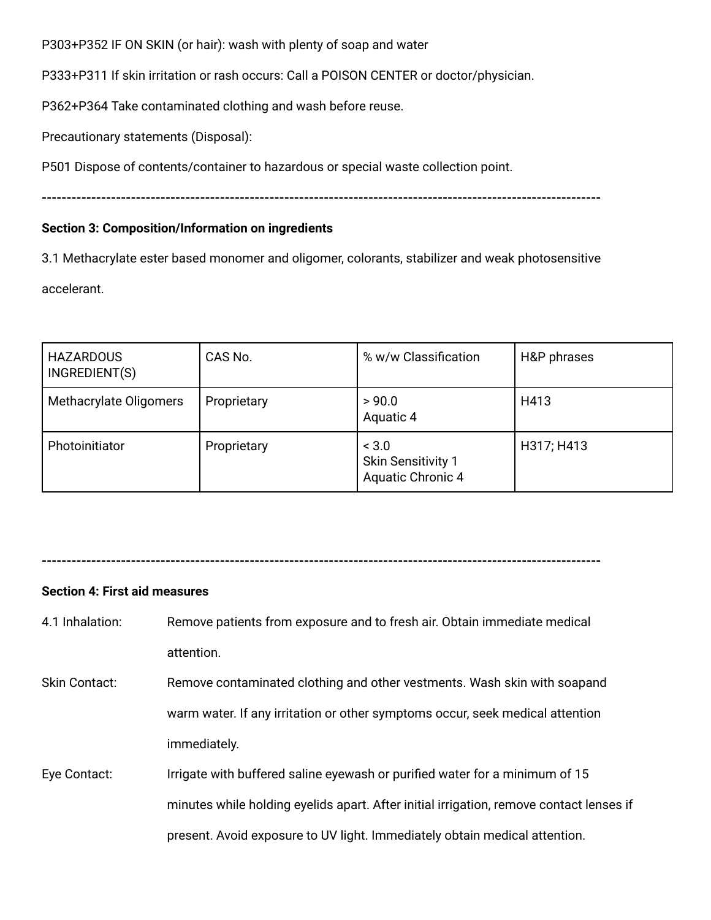P303+P352 IF ON SKIN (or hair): wash with plenty of soap and water

P333+P311 If skin irritation or rash occurs: Call a POISON CENTER or doctor/physician.

P362+P364 Take contaminated clothing and wash before reuse.

Precautionary statements (Disposal):

P501 Dispose of contents/container to hazardous or special waste collection point.

----------------------------------------------------------------------------------------------------------------

**Section 3: Composition/Information on ingredients**

3.1 Methacrylate ester based monomer and oligomer, colorants, stabilizer and weak photosensitive accelerant.

| HAZARDOUS INGREDIENT(S) | CAS No. | % w/w Classification | H&P phrases |
|---|---|---|---|
| Methacrylate Oligomers | Proprietary | > 90.0<br>Aquatic 4 | H413 |
| Photoinitiator | Proprietary | < 3.0<br>Skin Sensitivity 1<br>Aquatic Chronic 4 | H317; H413 |

----------------------------------------------------------------------------------------------------------------

**Section 4: First aid measures**

4.1 Inhalation: Remove patients from exposure and to fresh air. Obtain immediate medical attention.

Skin Contact: Remove contaminated clothing and other vestments. Wash skin with soapand warm water. If any irritation or other symptoms occur, seek medical attention immediately.

Eye Contact: Irrigate with buffered saline eyewash or purified water for a minimum of 15 minutes while holding eyelids apart. After initial irrigation, remove contact lenses if present. Avoid exposure to UV light. Immediately obtain medical attention.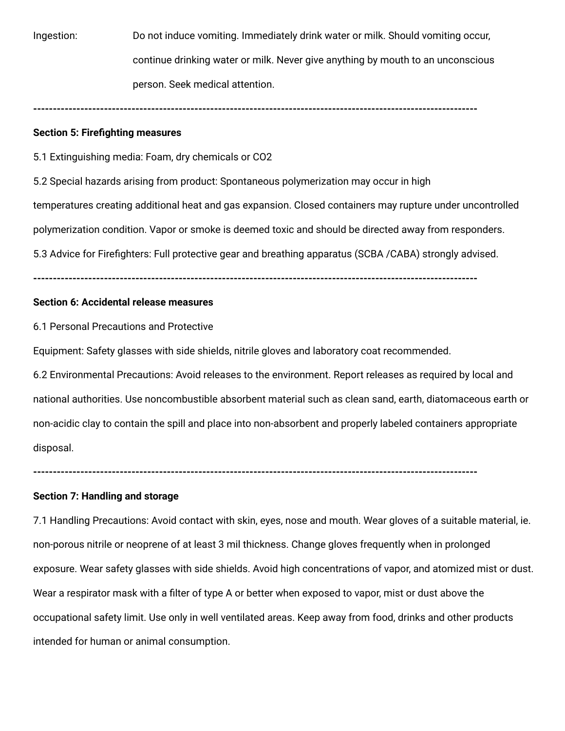Ingestion: Do not induce vomiting. Immediately drink water or milk. Should vomiting occur, continue drinking water or milk. Never give anything by mouth to an unconscious person. Seek medical attention.

---

**Section 5: Firefighting measures**

5.1 Extinguishing media: Foam, dry chemicals or $CO_2$

5.2 Special hazards arising from product: Spontaneous polymerization may occur in high temperatures creating additional heat and gas expansion. Closed containers may rupture under uncontrolled polymerization condition. Vapor or smoke is deemed toxic and should be directed away from responders.

5.3 Advice for Firefighters: Full protective gear and breathing apparatus (SCBA /CABA) strongly advised.

---

**Section 6: Accidental release measures**

6.1 Personal Precautions and Protective Equipment: Safety glasses with side shields, nitrile gloves and laboratory coat recommended.

6.2 Environmental Precautions: Avoid releases to the environment. Report releases as required by local and national authorities. Use noncombustible absorbent material such as clean sand, earth, diatomaceous earth or non-acidic clay to contain the spill and place into non-absorbent and properly labeled containers appropriate disposal.

---

**Section 7: Handling and storage**

7.1 Handling Precautions: Avoid contact with skin, eyes, nose and mouth. Wear gloves of a suitable material, ie. non-porous nitrile or neoprene of at least 3 mil thickness. Change gloves frequently when in prolonged exposure. Wear safety glasses with side shields. Avoid high concentrations of vapor, and atomized mist or dust. Wear a respirator mask with a filter of type A or better when exposed to vapor, mist or dust above the occupational safety limit. Use only in well ventilated areas. Keep away from food, drinks and other products intended for human or animal consumption.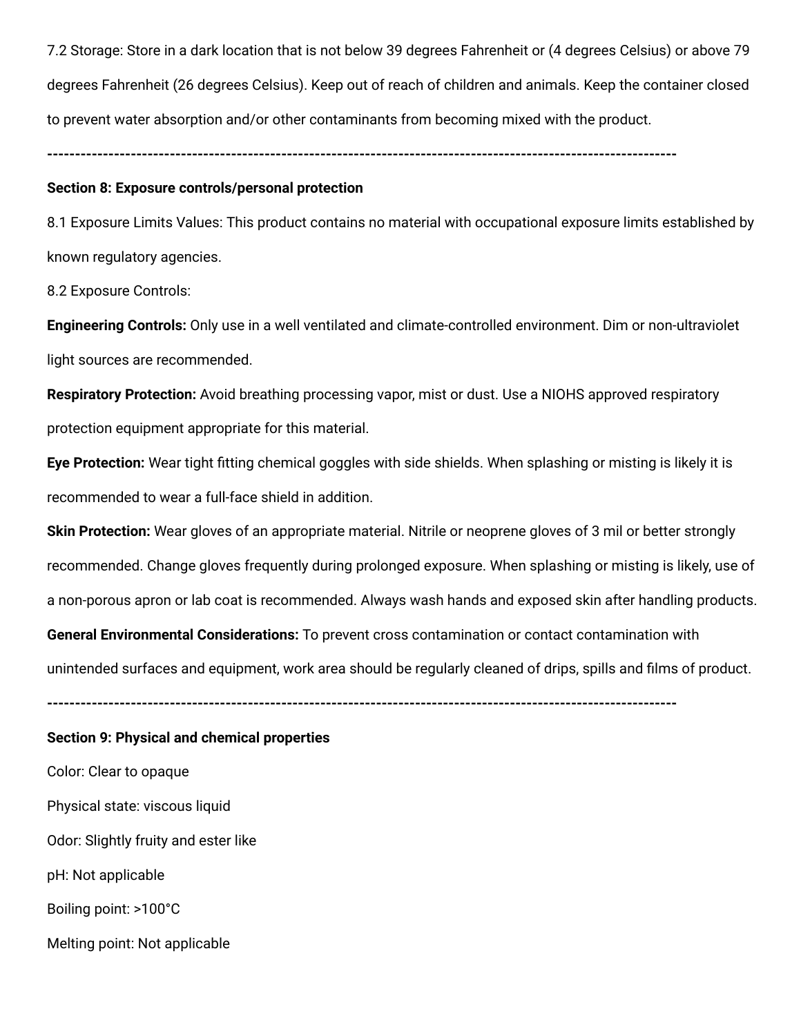7.2 Storage: Store in a dark location that is not below 39 degrees Fahrenheit or (4 degrees Celsius) or above 79 degrees Fahrenheit (26 degrees Celsius). Keep out of reach of children and animals. Keep the container closed to prevent water absorption and/or other contaminants from becoming mixed with the product.

---------------------------------------------------------------------------------------------------------------

**Section 8: Exposure controls/personal protection**

8.1 Exposure Limits Values: This product contains no material with occupational exposure limits established by known regulatory agencies.

8.2 Exposure Controls:

**Engineering Controls:** Only use in a well ventilated and climate-controlled environment. Dim or non-ultraviolet light sources are recommended.

**Respiratory Protection:** Avoid breathing processing vapor, mist or dust. Use a NIOHS approved respiratory protection equipment appropriate for this material.

**Eye Protection:** Wear tight fitting chemical goggles with side shields. When splashing or misting is likely it is recommended to wear a full-face shield in addition.

**Skin Protection:** Wear gloves of an appropriate material. Nitrile or neoprene gloves of 3 mil or better strongly recommended. Change gloves frequently during prolonged exposure. When splashing or misting is likely, use of a non-porous apron or lab coat is recommended. Always wash hands and exposed skin after handling products.

**General Environmental Considerations:** To prevent cross contamination or contact contamination with unintended surfaces and equipment, work area should be regularly cleaned of drips, spills and films of product.

---------------------------------------------------------------------------------------------------------------

**Section 9: Physical and chemical properties**

Color: Clear to opaque

Physical state: viscous liquid

Odor: Slightly fruity and ester like

pH: Not applicable

Boiling point: >100°C

Melting point: Not applicable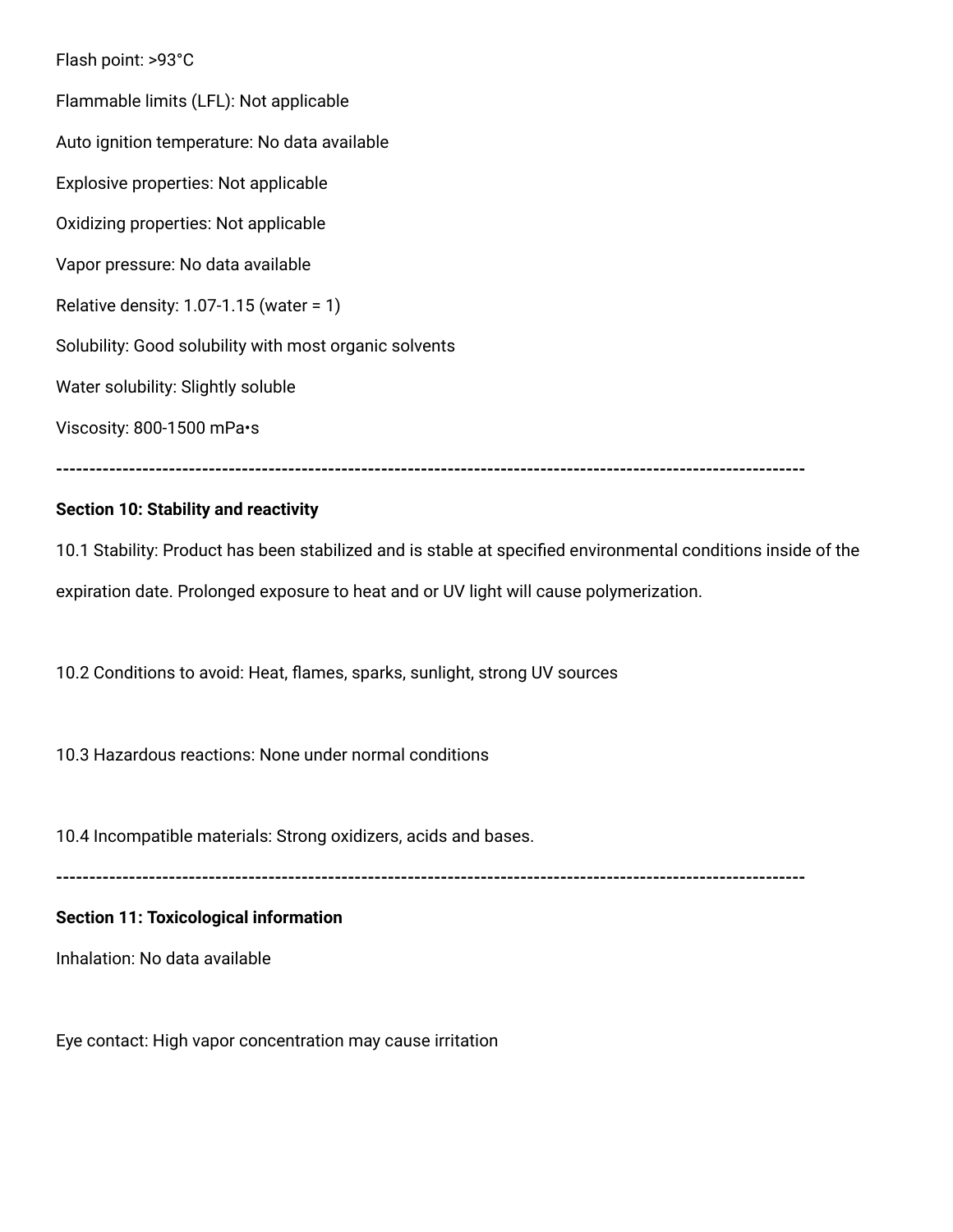Flash point: >93°C

Flammable limits (LFL): Not applicable

Auto ignition temperature: No data available

Explosive properties: Not applicable

Oxidizing properties: Not applicable

Vapor pressure: No data available

Relative density: 1.07-1.15 (water = 1)

Solubility: Good solubility with most organic solvents

Water solubility: Slightly soluble

Viscosity: 800-1500 mPa•s

---

**Section 10: Stability and reactivity**

10.1 Stability: Product has been stabilized and is stable at specified environmental conditions inside of the expiration date. Prolonged exposure to heat and or UV light will cause polymerization.

10.2 Conditions to avoid: Heat, flames, sparks, sunlight, strong UV sources

10.3 Hazardous reactions: None under normal conditions

10.4 Incompatible materials: Strong oxidizers, acids and bases.

---

**Section 11: Toxicological information**

Inhalation: No data available

Eye contact: High vapor concentration may cause irritation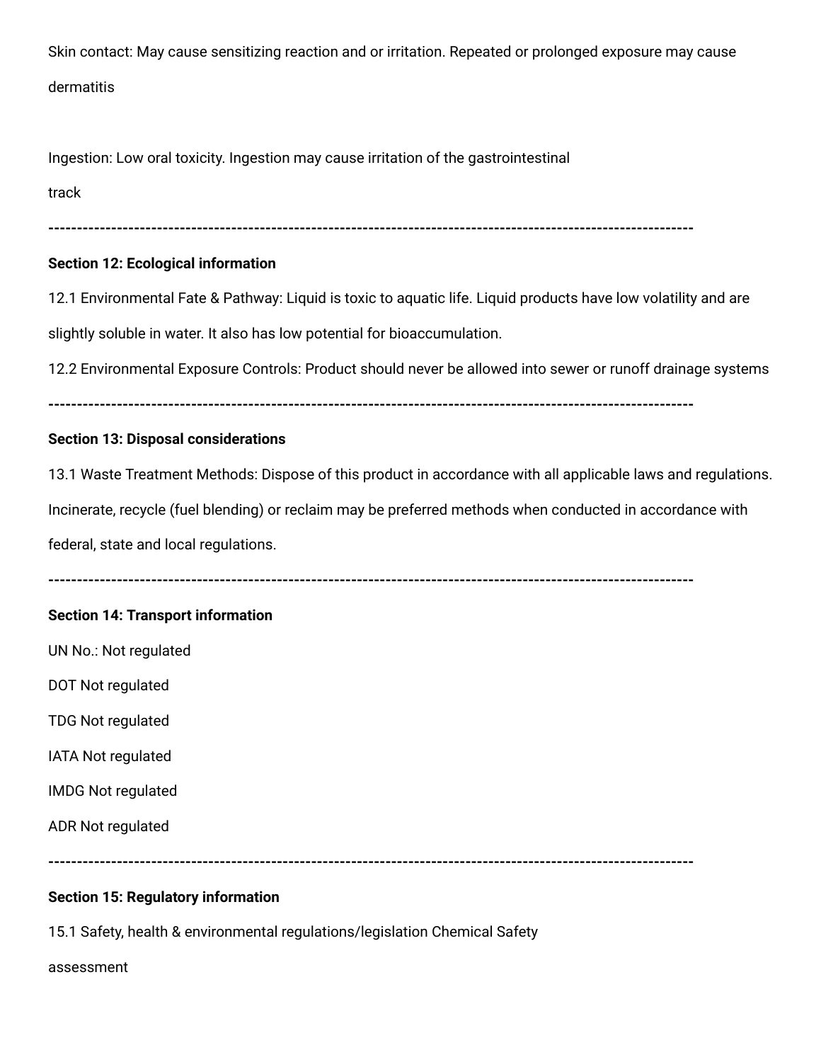Skin contact: May cause sensitizing reaction and or irritation. Repeated or prolonged exposure may cause dermatitis

Ingestion: Low oral toxicity. Ingestion may cause irritation of the gastrointestinal track

---

**Section 12: Ecological information**

12.1 Environmental Fate & Pathway: Liquid is toxic to aquatic life. Liquid products have low volatility and are slightly soluble in water. It also has low potential for bioaccumulation.

12.2 Environmental Exposure Controls: Product should never be allowed into sewer or runoff drainage systems

---

**Section 13: Disposal considerations**

13.1 Waste Treatment Methods: Dispose of this product in accordance with all applicable laws and regulations. Incinerate, recycle (fuel blending) or reclaim may be preferred methods when conducted in accordance with federal, state and local regulations.

---

**Section 14: Transport information**

UN No.: Not regulated

DOT Not regulated

TDG Not regulated

IATA Not regulated

IMDG Not regulated

ADR Not regulated

---

**Section 15: Regulatory information**

15.1 Safety, health & environmental regulations/legislation Chemical Safety assessment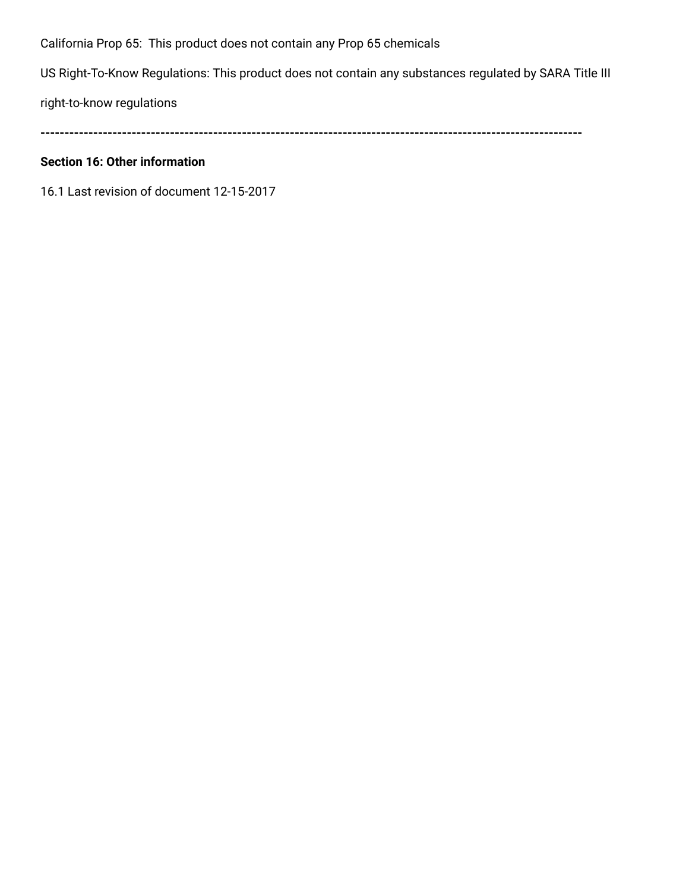California Prop 65:  This product does not contain any Prop 65 chemicals

US Right-To-Know Regulations: This product does not contain any substances regulated by SARA Title III right-to-know regulations

---

**Section 16: Other information**

16.1 Last revision of document 12-15-2017